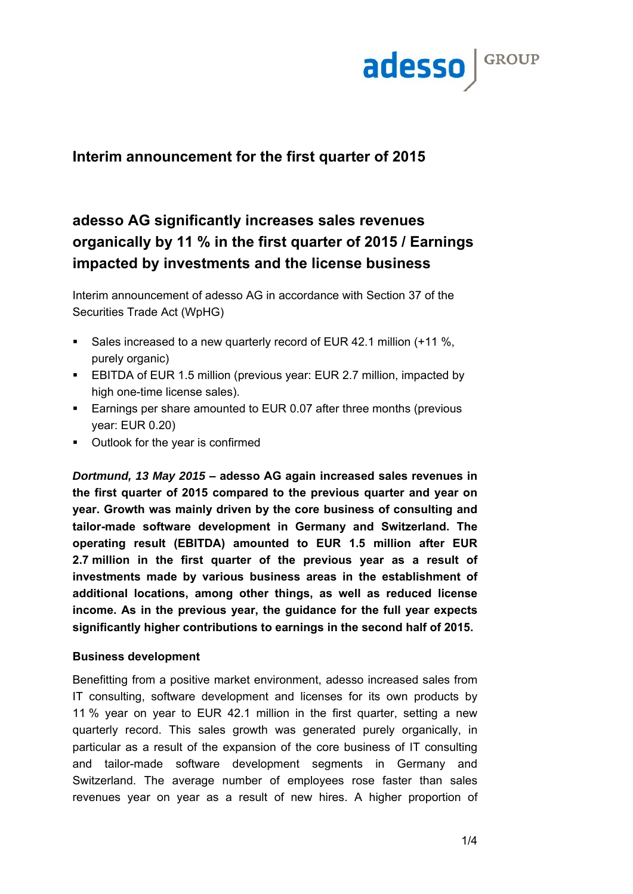adesso GROUP

## Interim announcement for the first quarter of 2015

# adesso AG significantly increases sales revenues organically by 11 % in the first quarter of 2015 / Earnings impacted by investments and the license business

Interim announcement of adesso AG in accordance with Section 37 of the Securities Trade Act (WpHG)

- Sales increased to a new quarterly record of EUR 42.1 million (+11 %, purely organic)
- EBITDA of EUR 1.5 million (previous year: EUR 2.7 million, impacted by high one-time license sales).
- Earnings per share amounted to EUR 0.07 after three months (previous year: EUR 0.20)
- Outlook for the year is confirmed

***Dortmund, 13 May 2015*** **– adesso AG again increased sales revenues in the first quarter of 2015 compared to the previous quarter and year on year. Growth was mainly driven by the core business of consulting and tailor-made software development in Germany and Switzerland. The operating result (EBITDA) amounted to EUR 1.5 million after EUR 2.7 million in the first quarter of the previous year as a result of investments made by various business areas in the establishment of additional locations, among other things, as well as reduced license income. As in the previous year, the guidance for the full year expects significantly higher contributions to earnings in the second half of 2015.**

**Business development**

Benefitting from a positive market environment, adesso increased sales from IT consulting, software development and licenses for its own products by 11 % year on year to EUR 42.1 million in the first quarter, setting a new quarterly record. This sales growth was generated purely organically, in particular as a result of the expansion of the core business of IT consulting and tailor-made software development segments in Germany and Switzerland. The average number of employees rose faster than sales revenues year on year as a result of new hires. A higher proportion of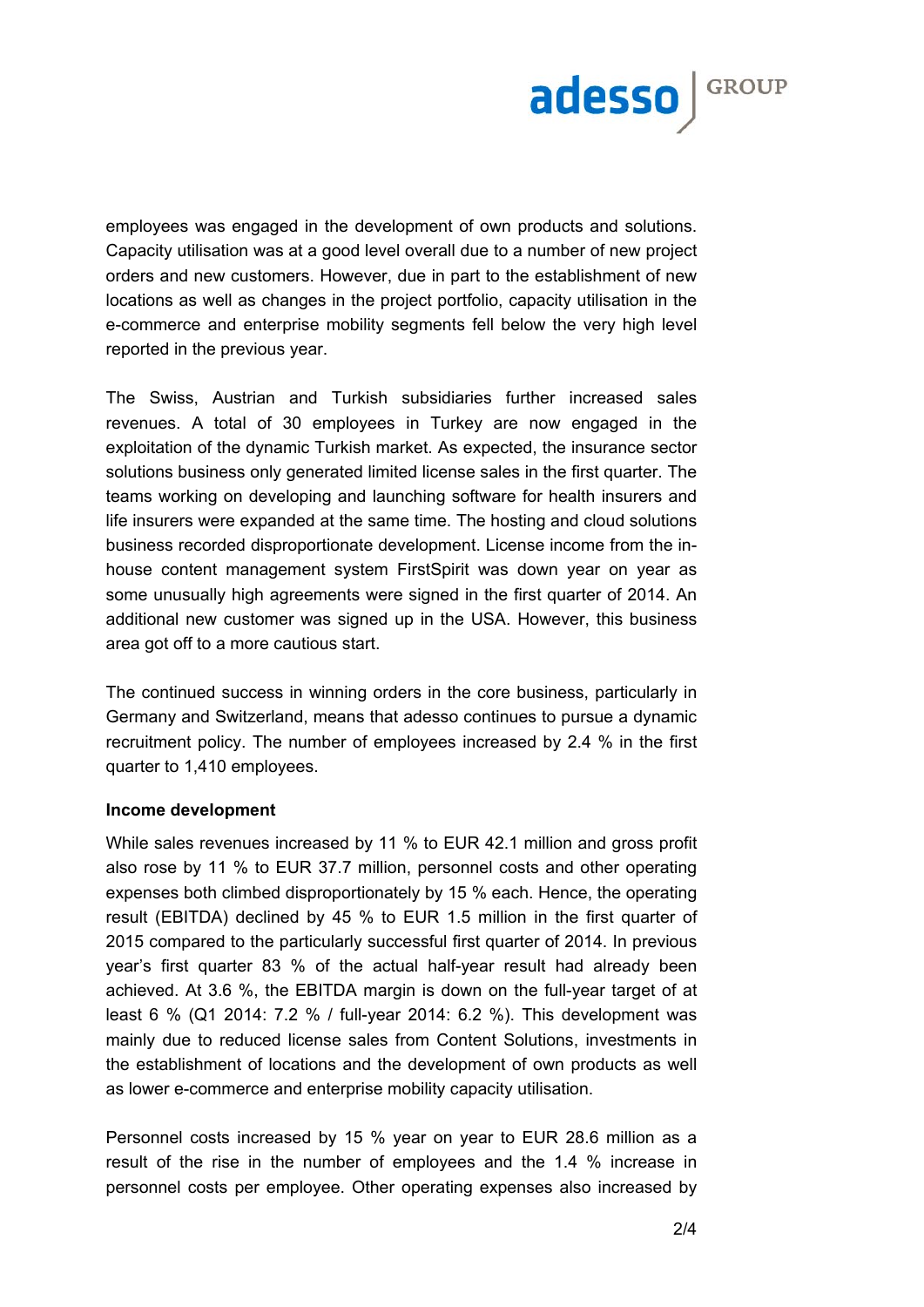employees was engaged in the development of own products and solutions. Capacity utilisation was at a good level overall due to a number of new project orders and new customers. However, due in part to the establishment of new locations as well as changes in the project portfolio, capacity utilisation in the e-commerce and enterprise mobility segments fell below the very high level reported in the previous year.

The Swiss, Austrian and Turkish subsidiaries further increased sales revenues. A total of 30 employees in Turkey are now engaged in the exploitation of the dynamic Turkish market. As expected, the insurance sector solutions business only generated limited license sales in the first quarter. The teams working on developing and launching software for health insurers and life insurers were expanded at the same time. The hosting and cloud solutions business recorded disproportionate development. License income from the in-house content management system FirstSpirit was down year on year as some unusually high agreements were signed in the first quarter of 2014. An additional new customer was signed up in the USA. However, this business area got off to a more cautious start.

The continued success in winning orders in the core business, particularly in Germany and Switzerland, means that adesso continues to pursue a dynamic recruitment policy. The number of employees increased by 2.4 % in the first quarter to 1,410 employees.

**Income development**

While sales revenues increased by 11 % to EUR 42.1 million and gross profit also rose by 11 % to EUR 37.7 million, personnel costs and other operating expenses both climbed disproportionately by 15 % each. Hence, the operating result (EBITDA) declined by 45 % to EUR 1.5 million in the first quarter of 2015 compared to the particularly successful first quarter of 2014. In previous year's first quarter 83 % of the actual half-year result had already been achieved. At 3.6 %, the EBITDA margin is down on the full-year target of at least 6 % (Q1 2014: 7.2 % / full-year 2014: 6.2 %). This development was mainly due to reduced license sales from Content Solutions, investments in the establishment of locations and the development of own products as well as lower e-commerce and enterprise mobility capacity utilisation.

Personnel costs increased by 15 % year on year to EUR 28.6 million as a result of the rise in the number of employees and the 1.4 % increase in personnel costs per employee. Other operating expenses also increased by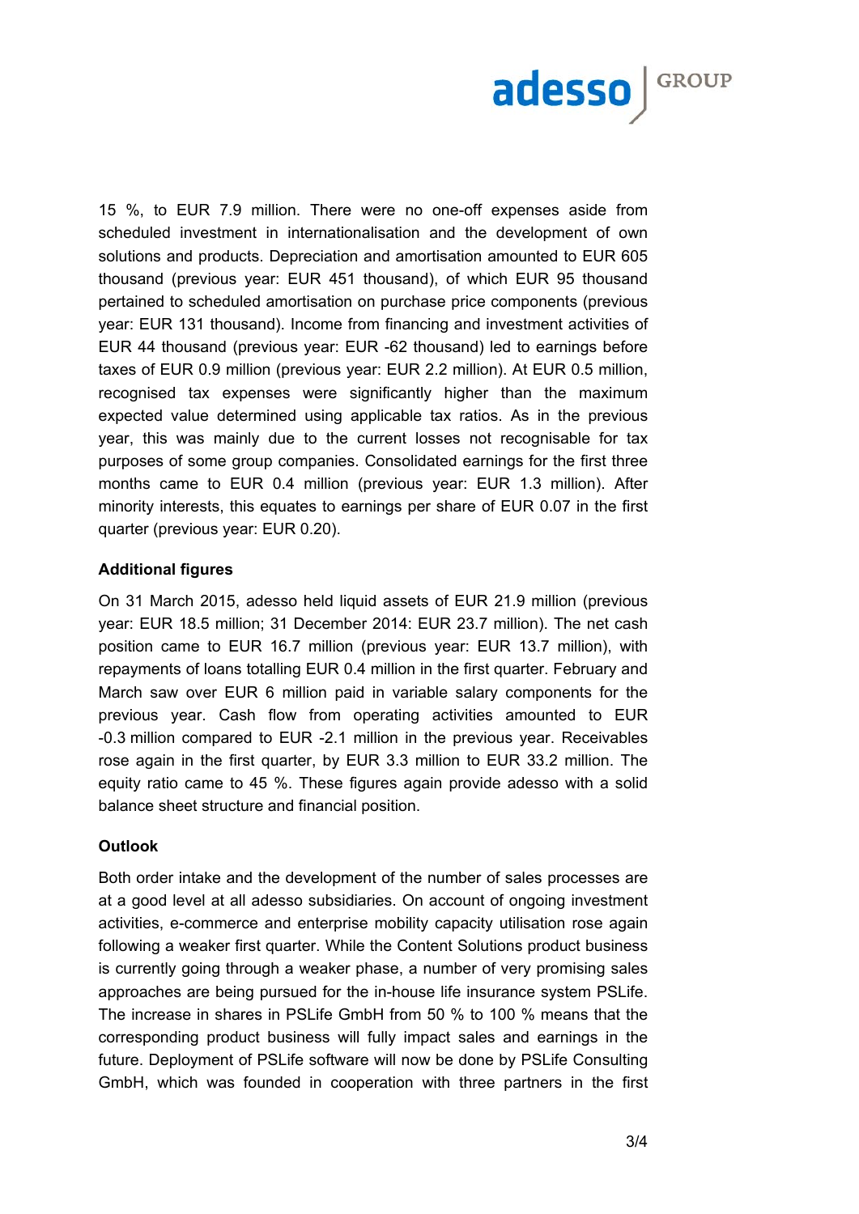15 %, to EUR 7.9 million. There were no one-off expenses aside from scheduled investment in internationalisation and the development of own solutions and products. Depreciation and amortisation amounted to EUR 605 thousand (previous year: EUR 451 thousand), of which EUR 95 thousand pertained to scheduled amortisation on purchase price components (previous year: EUR 131 thousand). Income from financing and investment activities of EUR 44 thousand (previous year: EUR -62 thousand) led to earnings before taxes of EUR 0.9 million (previous year: EUR 2.2 million). At EUR 0.5 million, recognised tax expenses were significantly higher than the maximum expected value determined using applicable tax ratios. As in the previous year, this was mainly due to the current losses not recognisable for tax purposes of some group companies. Consolidated earnings for the first three months came to EUR 0.4 million (previous year: EUR 1.3 million). After minority interests, this equates to earnings per share of EUR 0.07 in the first quarter (previous year: EUR 0.20).

**Additional figures**

On 31 March 2015, adesso held liquid assets of EUR 21.9 million (previous year: EUR 18.5 million; 31 December 2014: EUR 23.7 million). The net cash position came to EUR 16.7 million (previous year: EUR 13.7 million), with repayments of loans totalling EUR 0.4 million in the first quarter. February and March saw over EUR 6 million paid in variable salary components for the previous year. Cash flow from operating activities amounted to EUR -0.3 million compared to EUR -2.1 million in the previous year. Receivables rose again in the first quarter, by EUR 3.3 million to EUR 33.2 million. The equity ratio came to 45 %. These figures again provide adesso with a solid balance sheet structure and financial position.

**Outlook**

Both order intake and the development of the number of sales processes are at a good level at all adesso subsidiaries. On account of ongoing investment activities, e-commerce and enterprise mobility capacity utilisation rose again following a weaker first quarter. While the Content Solutions product business is currently going through a weaker phase, a number of very promising sales approaches are being pursued for the in-house life insurance system PSLife. The increase in shares in PSLife GmbH from 50 % to 100 % means that the corresponding product business will fully impact sales and earnings in the future. Deployment of PSLife software will now be done by PSLife Consulting GmbH, which was founded in cooperation with three partners in the first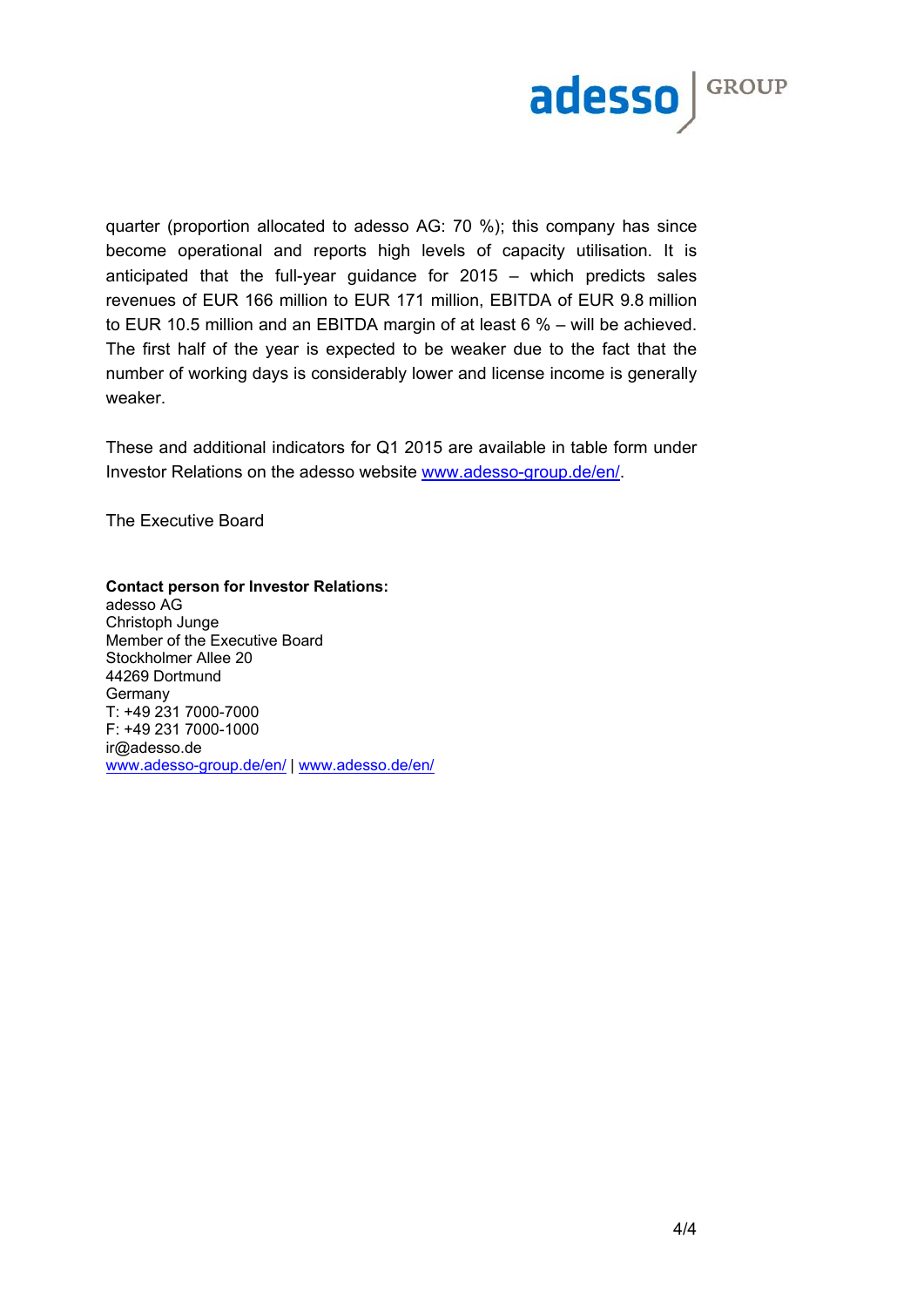quarter (proportion allocated to adesso AG: 70 %); this company has since become operational and reports high levels of capacity utilisation. It is anticipated that the full-year guidance for 2015 – which predicts sales revenues of EUR 166 million to EUR 171 million, EBITDA of EUR 9.8 million to EUR 10.5 million and an EBITDA margin of at least 6 % – will be achieved. The first half of the year is expected to be weaker due to the fact that the number of working days is considerably lower and license income is generally weaker.

These and additional indicators for Q1 2015 are available in table form under Investor Relations on the adesso website www.adesso-group.de/en/.

The Executive Board

**Contact person for Investor Relations:**
adesso AG
Christoph Junge
Member of the Executive Board
Stockholmer Allee 20
44269 Dortmund
Germany
T: +49 231 7000-7000
F: +49 231 7000-1000
ir@adesso.de
www.adesso-group.de/en/ | www.adesso.de/en/